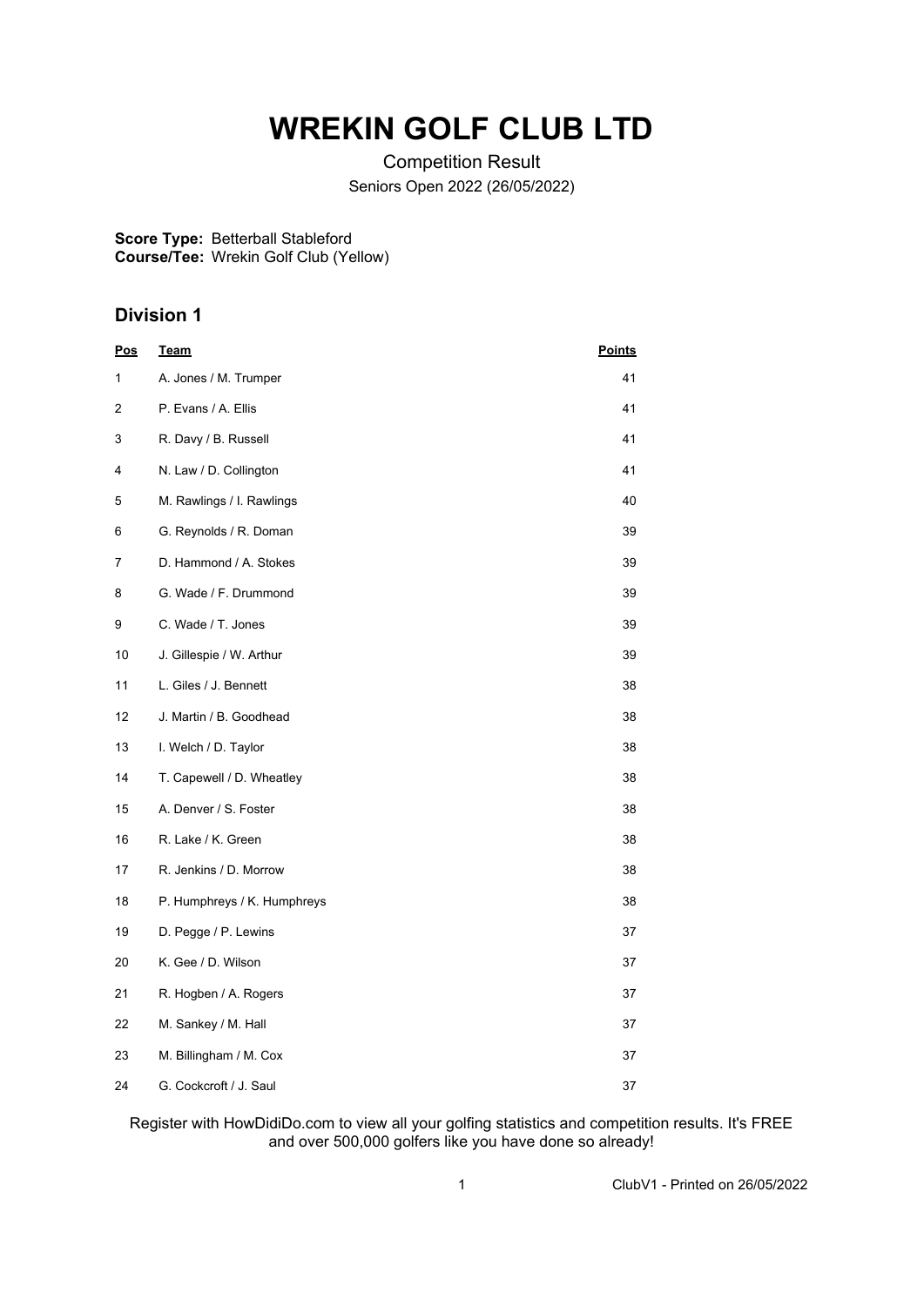# WREKIN GOLF CLUB LTD

Competition Result

Seniors Open 2022 (26/05/2022)

**Score Type:** Betterball Stableford
**Course/Tee:** Wrekin Golf Club (Yellow)

## Division 1

| Pos | Team | Points |
|---|---|---|
| 1 | A. Jones / M. Trumper | 41 |
| 2 | P. Evans / A. Ellis | 41 |
| 3 | R. Davy / B. Russell | 41 |
| 4 | N. Law / D. Collington | 41 |
| 5 | M. Rawlings / I. Rawlings | 40 |
| 6 | G. Reynolds / R. Doman | 39 |
| 7 | D. Hammond / A. Stokes | 39 |
| 8 | G. Wade / F. Drummond | 39 |
| 9 | C. Wade / T. Jones | 39 |
| 10 | J. Gillespie / W. Arthur | 39 |
| 11 | L. Giles / J. Bennett | 38 |
| 12 | J. Martin / B. Goodhead | 38 |
| 13 | I. Welch / D. Taylor | 38 |
| 14 | T. Capewell / D. Wheatley | 38 |
| 15 | A. Denver / S. Foster | 38 |
| 16 | R. Lake / K. Green | 38 |
| 17 | R. Jenkins / D. Morrow | 38 |
| 18 | P. Humphreys / K. Humphreys | 38 |
| 19 | D. Pegge / P. Lewins | 37 |
| 20 | K. Gee / D. Wilson | 37 |
| 21 | R. Hogben / A. Rogers | 37 |
| 22 | M. Sankey / M. Hall | 37 |
| 23 | M. Billingham / M. Cox | 37 |
| 24 | G. Cockcroft / J. Saul | 37 |

Register with HowDidiDo.com to view all your golfing statistics and competition results. It's FREE and over 500,000 golfers like you have done so already!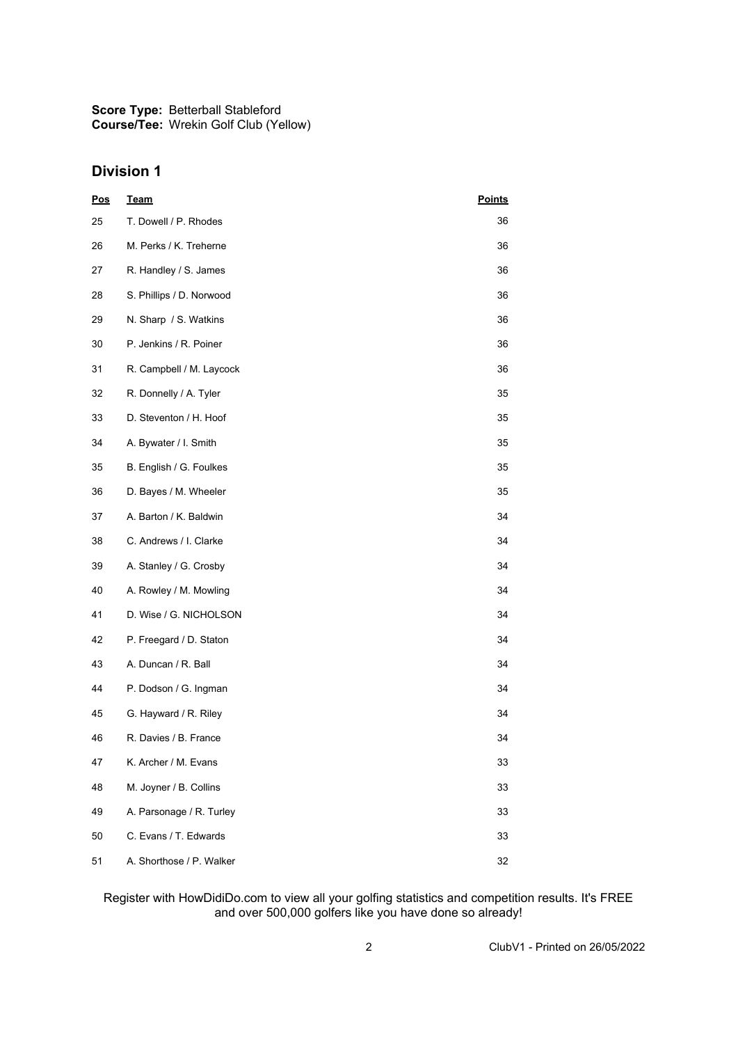**Score Type:** Betterball Stableford
**Course/Tee:** Wrekin Golf Club (Yellow)

## Division 1

| Pos | Team | Points |
|---|---|---|
| 25 | T. Dowell / P. Rhodes | 36 |
| 26 | M. Perks / K. Treherne | 36 |
| 27 | R. Handley / S. James | 36 |
| 28 | S. Phillips / D. Norwood | 36 |
| 29 | N. Sharp / S. Watkins | 36 |
| 30 | P. Jenkins / R. Poiner | 36 |
| 31 | R. Campbell / M. Laycock | 36 |
| 32 | R. Donnelly / A. Tyler | 35 |
| 33 | D. Steventon / H. Hoof | 35 |
| 34 | A. Bywater / I. Smith | 35 |
| 35 | B. English / G. Foulkes | 35 |
| 36 | D. Bayes / M. Wheeler | 35 |
| 37 | A. Barton / K. Baldwin | 34 |
| 38 | C. Andrews / I. Clarke | 34 |
| 39 | A. Stanley / G. Crosby | 34 |
| 40 | A. Rowley / M. Mowling | 34 |
| 41 | D. Wise / G. NICHOLSON | 34 |
| 42 | P. Freegard / D. Staton | 34 |
| 43 | A. Duncan / R. Ball | 34 |
| 44 | P. Dodson / G. Ingman | 34 |
| 45 | G. Hayward / R. Riley | 34 |
| 46 | R. Davies / B. France | 34 |
| 47 | K. Archer / M. Evans | 33 |
| 48 | M. Joyner / B. Collins | 33 |
| 49 | A. Parsonage / R. Turley | 33 |
| 50 | C. Evans / T. Edwards | 33 |
| 51 | A. Shorthose / P. Walker | 32 |

Register with HowDidiDo.com to view all your golfing statistics and competition results. It's FREE and over 500,000 golfers like you have done so already!

ClubV1 - Printed on 26/05/2022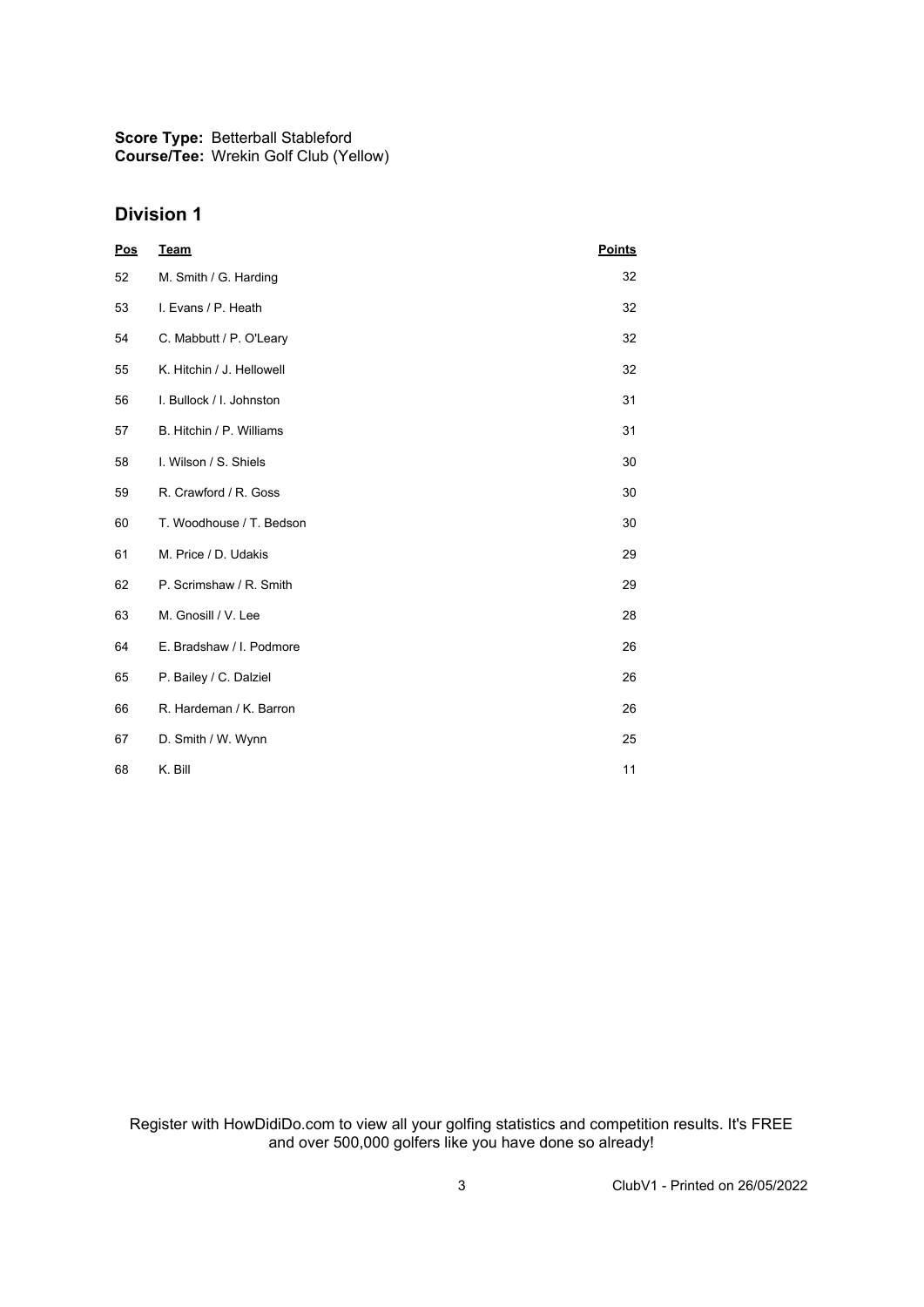**Score Type:** Betterball Stableford
**Course/Tee:** Wrekin Golf Club (Yellow)

## Division 1

| Pos | Team | Points |
|---|---|---|
| 52 | M. Smith / G. Harding | 32 |
| 53 | I. Evans / P. Heath | 32 |
| 54 | C. Mabbutt / P. O'Leary | 32 |
| 55 | K. Hitchin / J. Hellowell | 32 |
| 56 | I. Bullock / I. Johnston | 31 |
| 57 | B. Hitchin / P. Williams | 31 |
| 58 | I. Wilson / S. Shiels | 30 |
| 59 | R. Crawford / R. Goss | 30 |
| 60 | T. Woodhouse / T. Bedson | 30 |
| 61 | M. Price / D. Udakis | 29 |
| 62 | P. Scrimshaw / R. Smith | 29 |
| 63 | M. Gnosill / V. Lee | 28 |
| 64 | E. Bradshaw / I. Podmore | 26 |
| 65 | P. Bailey / C. Dalziel | 26 |
| 66 | R. Hardeman / K. Barron | 26 |
| 67 | D. Smith / W. Wynn | 25 |
| 68 | K. Bill | 11 |

Register with HowDidiDo.com to view all your golfing statistics and competition results. It's FREE and over 500,000 golfers like you have done so already!

ClubV1 - Printed on 26/05/2022